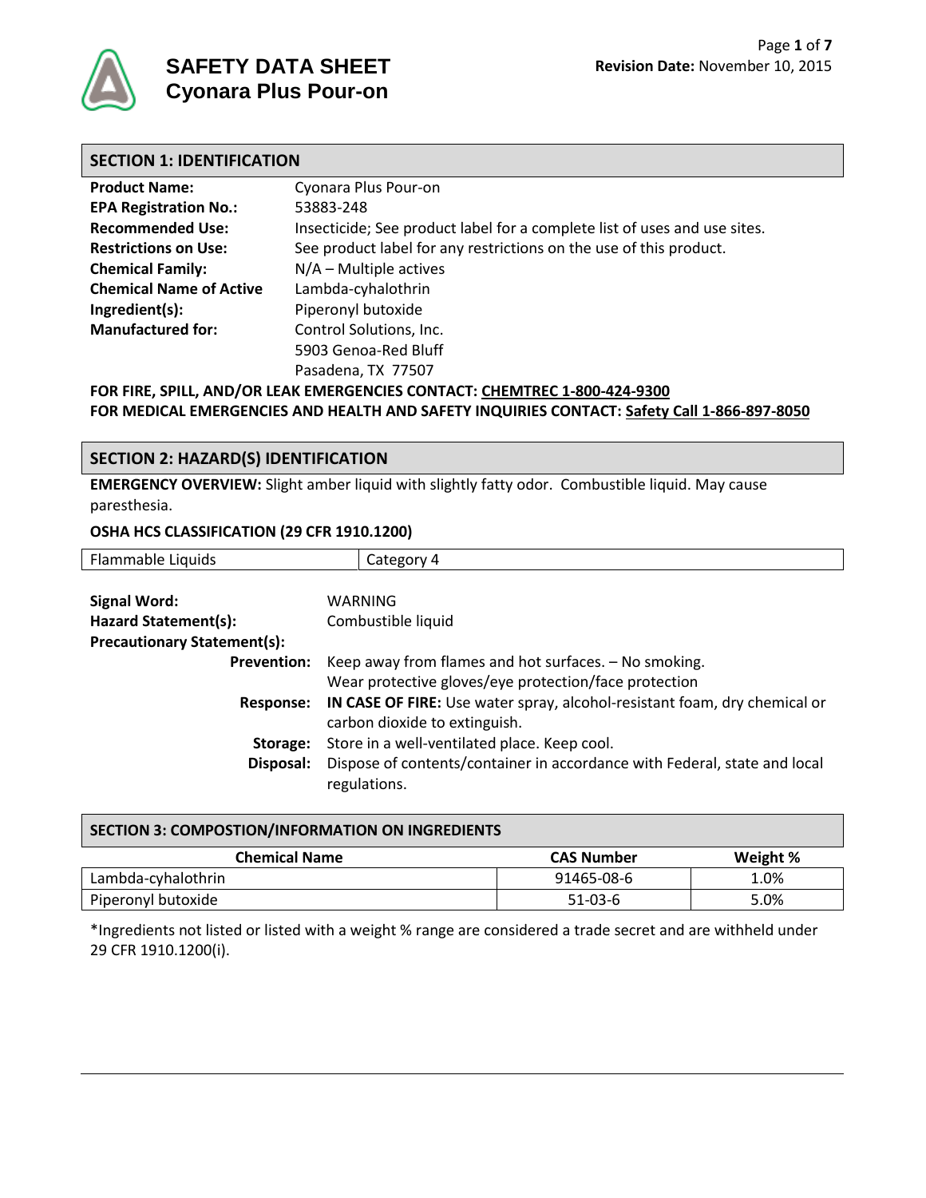# SAFETY DATA SHEET
# Cyonara Plus Pour-on

**Revision Date:** November 10, 2015

## SECTION 1: IDENTIFICATION

| | |
|---|---|
| **Product Name:** | Cyonara Plus Pour-on |
| **EPA Registration No.:** | 53883-248 |
| **Recommended Use:** | Insecticide; See product label for a complete list of uses and use sites. |
| **Restrictions on Use:** | See product label for any restrictions on the use of this product. |
| **Chemical Family:** | N/A – Multiple actives |
| **Chemical Name of Active Ingredient(s):** | Lambda-cyhalothrin<br>Piperonyl butoxide |
| **Manufactured for:** | Control Solutions, Inc.<br>5903 Genoa-Red Bluff<br>Pasadena, TX 77507 |

**FOR FIRE, SPILL, AND/OR LEAK EMERGENCIES CONTACT: CHEMTREC 1-800-424-9300**
**FOR MEDICAL EMERGENCIES AND HEALTH AND SAFETY INQUIRIES CONTACT: Safety Call 1-866-897-8050**

## SECTION 2: HAZARD(S) IDENTIFICATION

**EMERGENCY OVERVIEW:** Slight amber liquid with slightly fatty odor. Combustible liquid. May cause paresthesia.

**OSHA HCS CLASSIFICATION (29 CFR 1910.1200)**

| | |
|---|---|
| Flammable Liquids | Category 4 |

**Signal Word:** WARNING
**Hazard Statement(s):** Combustible liquid
**Precautionary Statement(s):**

**Prevention:** Keep away from flames and hot surfaces. – No smoking.
Wear protective gloves/eye protection/face protection

**Response:** **IN CASE OF FIRE:** Use water spray, alcohol-resistant foam, dry chemical or carbon dioxide to extinguish.

**Storage:** Store in a well-ventilated place. Keep cool.

**Disposal:** Dispose of contents/container in accordance with Federal, state and local regulations.

## SECTION 3: COMPOSTION/INFORMATION ON INGREDIENTS

| Chemical Name | CAS Number | Weight % |
|---|---|---|
| Lambda-cyhalothrin | 91465-08-6 | 1.0% |
| Piperonyl butoxide | 51-03-6 | 5.0% |

*Ingredients not listed or listed with a weight % range are considered a trade secret and are withheld under 29 CFR 1910.1200(i).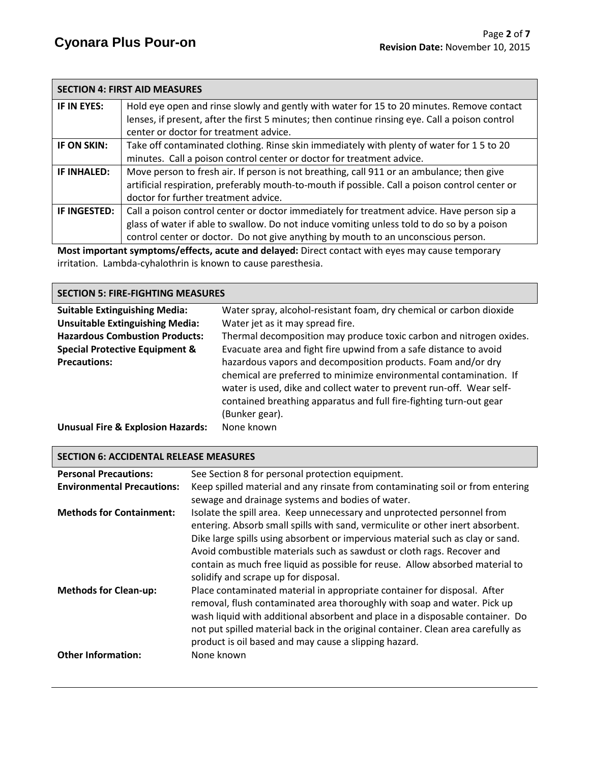## SECTION 4: FIRST AID MEASURES

| | |
|---|---|
| **IF IN EYES:** | Hold eye open and rinse slowly and gently with water for 15 to 20 minutes. Remove contact lenses, if present, after the first 5 minutes; then continue rinsing eye. Call a poison control center or doctor for treatment advice. |
| **IF ON SKIN:** | Take off contaminated clothing. Rinse skin immediately with plenty of water for 1 5 to 20 minutes. Call a poison control center or doctor for treatment advice. |
| **IF INHALED:** | Move person to fresh air. If person is not breathing, call 911 or an ambulance; then give artificial respiration, preferably mouth-to-mouth if possible. Call a poison control center or doctor for further treatment advice. |
| **IF INGESTED:** | Call a poison control center or doctor immediately for treatment advice. Have person sip a glass of water if able to swallow. Do not induce vomiting unless told to do so by a poison control center or doctor. Do not give anything by mouth to an unconscious person. |

**Most important symptoms/effects, acute and delayed:** Direct contact with eyes may cause temporary irritation. Lambda-cyhalothrin is known to cause paresthesia.

## SECTION 5: FIRE-FIGHTING MEASURES

**Suitable Extinguishing Media:** Water spray, alcohol-resistant foam, dry chemical or carbon dioxide

**Unsuitable Extinguishing Media:** Water jet as it may spread fire.

**Hazardous Combustion Products:** Thermal decomposition may produce toxic carbon and nitrogen oxides.

**Special Protective Equipment & Precautions:** Evacuate area and fight fire upwind from a safe distance to avoid hazardous vapors and decomposition products. Foam and/or dry chemical are preferred to minimize environmental contamination. If water is used, dike and collect water to prevent run-off. Wear self-contained breathing apparatus and full fire-fighting turn-out gear (Bunker gear).

**Unusual Fire & Explosion Hazards:** None known

## SECTION 6: ACCIDENTAL RELEASE MEASURES

**Personal Precautions:** See Section 8 for personal protection equipment.

**Environmental Precautions:** Keep spilled material and any rinsate from contaminating soil or from entering sewage and drainage systems and bodies of water.

**Methods for Containment:** Isolate the spill area. Keep unnecessary and unprotected personnel from entering. Absorb small spills with sand, vermiculite or other inert absorbent. Dike large spills using absorbent or impervious material such as clay or sand. Avoid combustible materials such as sawdust or cloth rags. Recover and contain as much free liquid as possible for reuse. Allow absorbed material to solidify and scrape up for disposal.

**Methods for Clean-up:** Place contaminated material in appropriate container for disposal. After removal, flush contaminated area thoroughly with soap and water. Pick up wash liquid with additional absorbent and place in a disposable container. Do not put spilled material back in the original container. Clean area carefully as product is oil based and may cause a slipping hazard.

**Other Information:** None known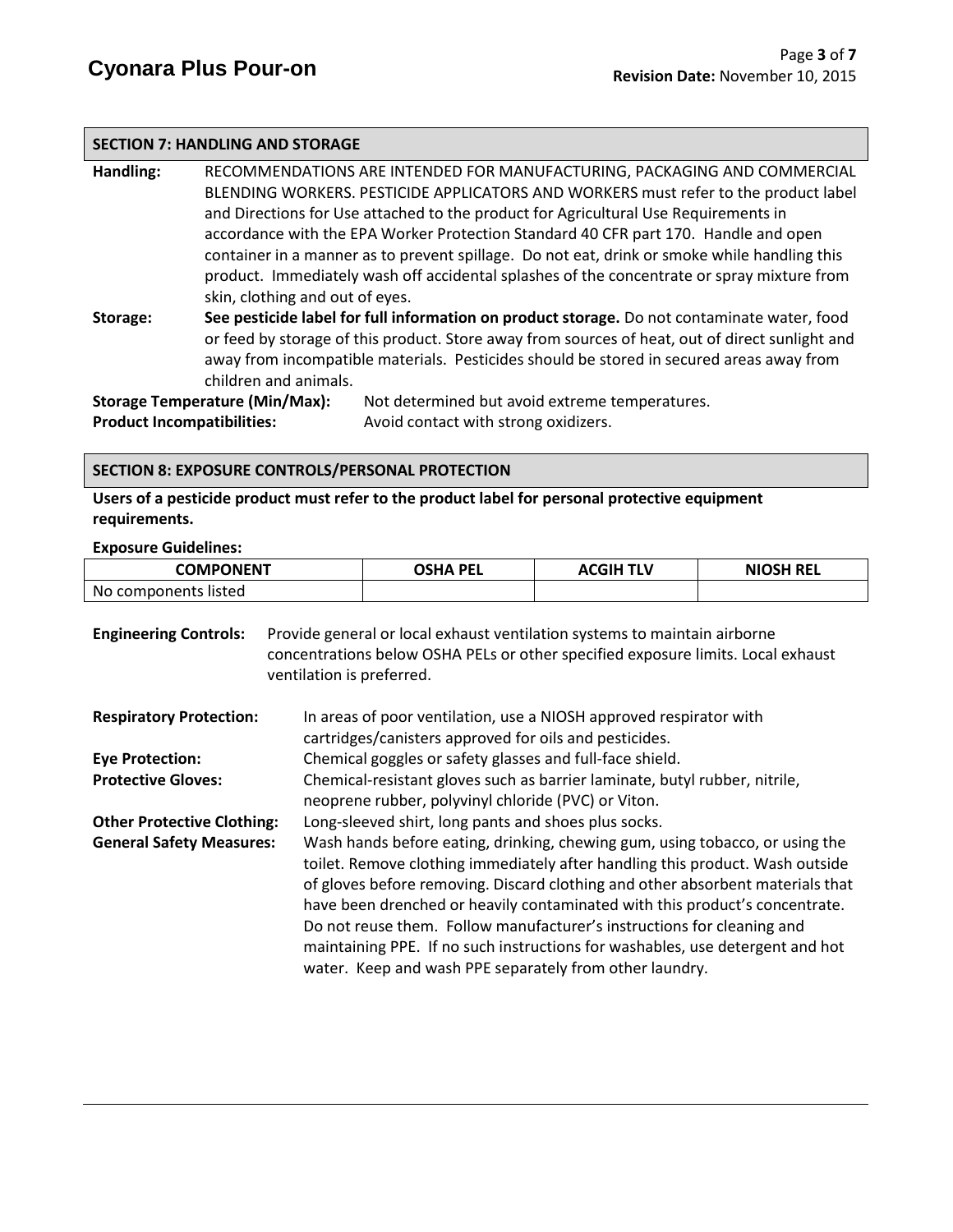## SECTION 7: HANDLING AND STORAGE

**Handling:** RECOMMENDATIONS ARE INTENDED FOR MANUFACTURING, PACKAGING AND COMMERCIAL BLENDING WORKERS. PESTICIDE APPLICATORS AND WORKERS must refer to the product label and Directions for Use attached to the product for Agricultural Use Requirements in accordance with the EPA Worker Protection Standard 40 CFR part 170. Handle and open container in a manner as to prevent spillage. Do not eat, drink or smoke while handling this product. Immediately wash off accidental splashes of the concentrate or spray mixture from skin, clothing and out of eyes.

**Storage:** **See pesticide label for full information on product storage.** Do not contaminate water, food or feed by storage of this product. Store away from sources of heat, out of direct sunlight and away from incompatible materials. Pesticides should be stored in secured areas away from children and animals.

**Storage Temperature (Min/Max):** Not determined but avoid extreme temperatures.

**Product Incompatibilities:** Avoid contact with strong oxidizers.

## SECTION 8: EXPOSURE CONTROLS/PERSONAL PROTECTION

**Users of a pesticide product must refer to the product label for personal protective equipment requirements.**

**Exposure Guidelines:**

| COMPONENT | OSHA PEL | ACGIH TLV | NIOSH REL |
|---|---|---|---|
| No components listed | | | |

**Engineering Controls:** Provide general or local exhaust ventilation systems to maintain airborne concentrations below OSHA PELs or other specified exposure limits. Local exhaust ventilation is preferred.

**Respiratory Protection:** In areas of poor ventilation, use a NIOSH approved respirator with cartridges/canisters approved for oils and pesticides.

**Eye Protection:** Chemical goggles or safety glasses and full-face shield.

**Protective Gloves:** Chemical-resistant gloves such as barrier laminate, butyl rubber, nitrile, neoprene rubber, polyvinyl chloride (PVC) or Viton.

**Other Protective Clothing:** Long-sleeved shirt, long pants and shoes plus socks.

**General Safety Measures:** Wash hands before eating, drinking, chewing gum, using tobacco, or using the toilet. Remove clothing immediately after handling this product. Wash outside of gloves before removing. Discard clothing and other absorbent materials that have been drenched or heavily contaminated with this product's concentrate. Do not reuse them. Follow manufacturer's instructions for cleaning and maintaining PPE. If no such instructions for washables, use detergent and hot water. Keep and wash PPE separately from other laundry.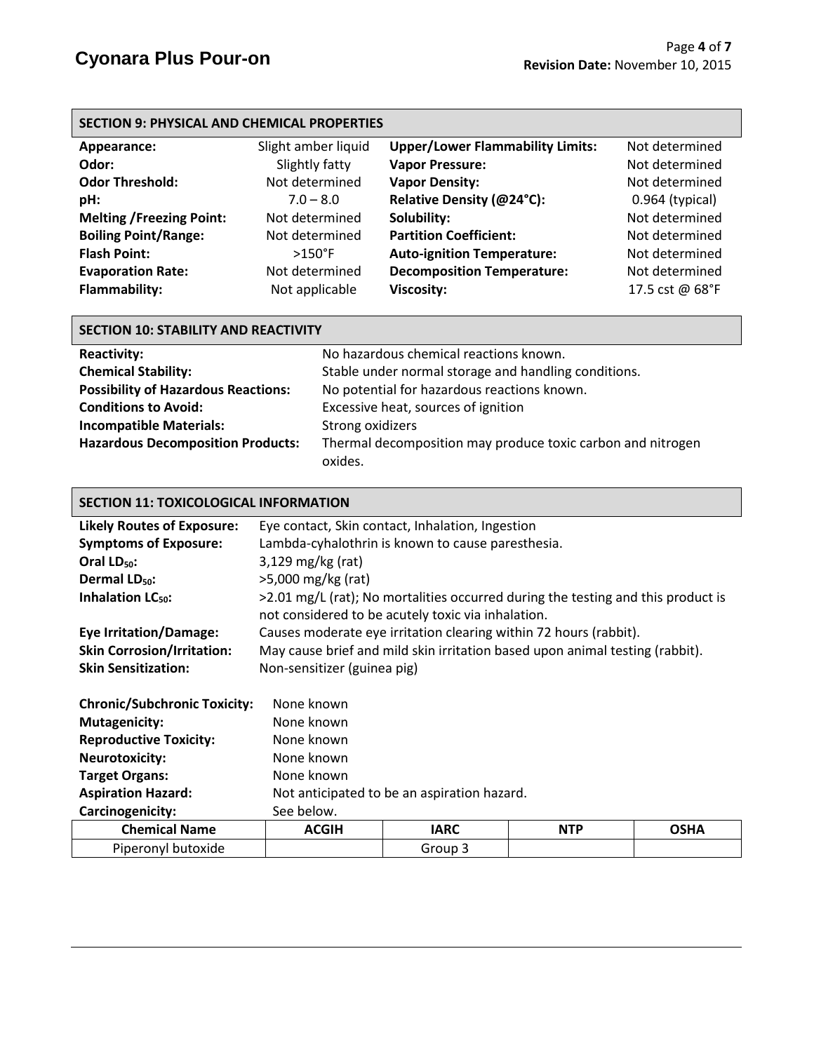## SECTION 9: PHYSICAL AND CHEMICAL PROPERTIES

| | | | |
|---|---|---|---|
| **Appearance:** | Slight amber liquid | **Upper/Lower Flammability Limits:** | Not determined |
| **Odor:** | Slightly fatty | **Vapor Pressure:** | Not determined |
| **Odor Threshold:** | Not determined | **Vapor Density:** | Not determined |
| **pH:** | 7.0 – 8.0 | **Relative Density (@24°C):** | 0.964 (typical) |
| **Melting /Freezing Point:** | Not determined | **Solubility:** | Not determined |
| **Boiling Point/Range:** | Not determined | **Partition Coefficient:** | Not determined |
| **Flash Point:** | >150°F | **Auto-ignition Temperature:** | Not determined |
| **Evaporation Rate:** | Not determined | **Decomposition Temperature:** | Not determined |
| **Flammability:** | Not applicable | **Viscosity:** | 17.5 cst @ 68°F |

## SECTION 10: STABILITY AND REACTIVITY

**Reactivity:** No hazardous chemical reactions known.
**Chemical Stability:** Stable under normal storage and handling conditions.
**Possibility of Hazardous Reactions:** No potential for hazardous reactions known.
**Conditions to Avoid:** Excessive heat, sources of ignition
**Incompatible Materials:** Strong oxidizers
**Hazardous Decomposition Products:** Thermal decomposition may produce toxic carbon and nitrogen oxides.

## SECTION 11: TOXICOLOGICAL INFORMATION

**Likely Routes of Exposure:** Eye contact, Skin contact, Inhalation, Ingestion
**Symptoms of Exposure:** Lambda-cyhalothrin is known to cause paresthesia.
**Oral $LD_{50}$:** 3,129 mg/kg (rat)
**Dermal $LD_{50}$:** >5,000 mg/kg (rat)
**Inhalation $LC_{50}$:** >2.01 mg/L (rat); No mortalities occurred during the testing and this product is not considered to be acutely toxic via inhalation.
**Eye Irritation/Damage:** Causes moderate eye irritation clearing within 72 hours (rabbit).
**Skin Corrosion/Irritation:** May cause brief and mild skin irritation based upon animal testing (rabbit).
**Skin Sensitization:** Non-sensitizer (guinea pig)

**Chronic/Subchronic Toxicity:** None known
**Mutagenicity:** None known
**Reproductive Toxicity:** None known
**Neurotoxicity:** None known
**Target Organs:** None known
**Aspiration Hazard:** Not anticipated to be an aspiration hazard.
**Carcinogenicity:** See below.

| Chemical Name | ACGIH | IARC | NTP | OSHA |
|---|---|---|---|---|
| Piperonyl butoxide | | Group 3 | | |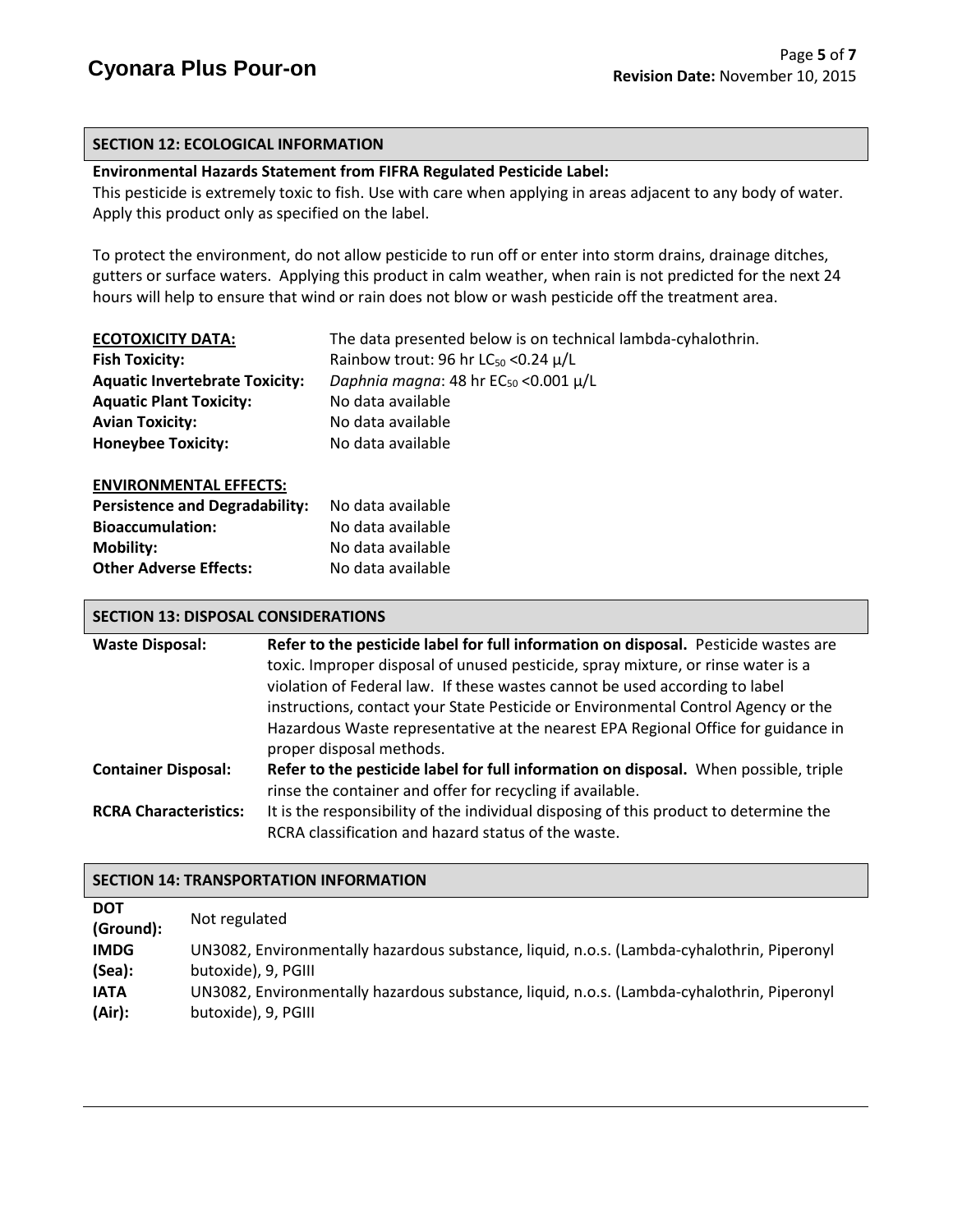## SECTION 12: ECOLOGICAL INFORMATION

**Environmental Hazards Statement from FIFRA Regulated Pesticide Label:**

This pesticide is extremely toxic to fish. Use with care when applying in areas adjacent to any body of water. Apply this product only as specified on the label.

To protect the environment, do not allow pesticide to run off or enter into storm drains, drainage ditches, gutters or surface waters. Applying this product in calm weather, when rain is not predicted for the next 24 hours will help to ensure that wind or rain does not blow or wash pesticide off the treatment area.

| **ECOTOXICITY DATA:** | The data presented below is on technical lambda-cyhalothrin. |
|---|---|
| **Fish Toxicity:** | Rainbow trout: 96 hr $LC_{50}$ <0.24 μ/L |
| **Aquatic Invertebrate Toxicity:** | *Daphnia magna*: 48 hr $EC_{50}$ <0.001 μ/L |
| **Aquatic Plant Toxicity:** | No data available |
| **Avian Toxicity:** | No data available |
| **Honeybee Toxicity:** | No data available |

| **ENVIRONMENTAL EFFECTS:** | |
|---|---|
| **Persistence and Degradability:** | No data available |
| **Bioaccumulation:** | No data available |
| **Mobility:** | No data available |
| **Other Adverse Effects:** | No data available |

## SECTION 13: DISPOSAL CONSIDERATIONS

| | |
|---|---|
| **Waste Disposal:** | **Refer to the pesticide label for full information on disposal.** Pesticide wastes are toxic. Improper disposal of unused pesticide, spray mixture, or rinse water is a violation of Federal law. If these wastes cannot be used according to label instructions, contact your State Pesticide or Environmental Control Agency or the Hazardous Waste representative at the nearest EPA Regional Office for guidance in proper disposal methods. |
| **Container Disposal:** | **Refer to the pesticide label for full information on disposal.** When possible, triple rinse the container and offer for recycling if available. |
| **RCRA Characteristics:** | It is the responsibility of the individual disposing of this product to determine the RCRA classification and hazard status of the waste. |

## SECTION 14: TRANSPORTATION INFORMATION

| | |
|---|---|
| **DOT (Ground):** | Not regulated |
| **IMDG (Sea):** | UN3082, Environmentally hazardous substance, liquid, n.o.s. (Lambda-cyhalothrin, Piperonyl butoxide), 9, PGIII |
| **IATA (Air):** | UN3082, Environmentally hazardous substance, liquid, n.o.s. (Lambda-cyhalothrin, Piperonyl butoxide), 9, PGIII |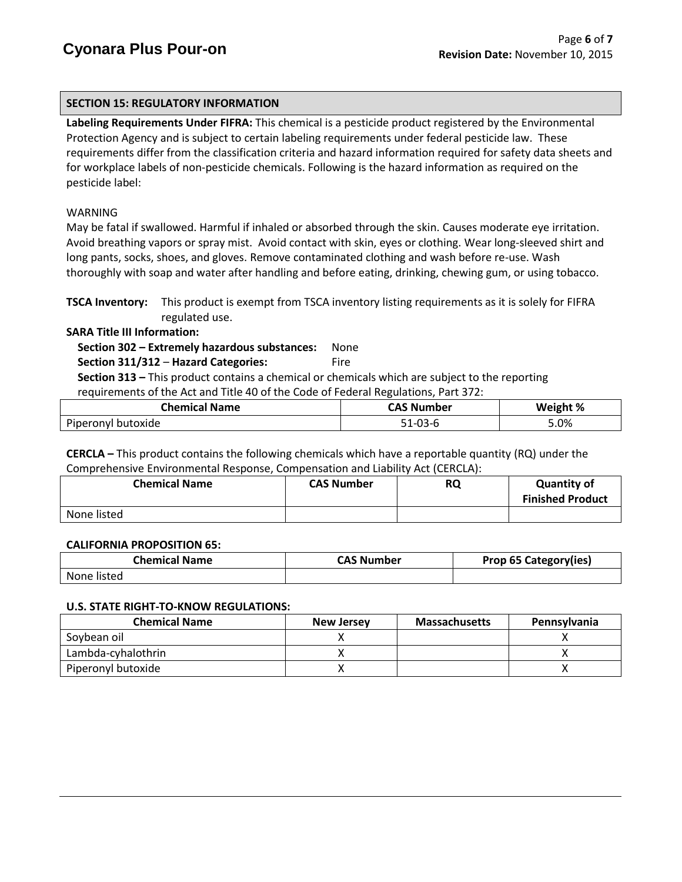## SECTION 15: REGULATORY INFORMATION

**Labeling Requirements Under FIFRA:** This chemical is a pesticide product registered by the Environmental Protection Agency and is subject to certain labeling requirements under federal pesticide law. These requirements differ from the classification criteria and hazard information required for safety data sheets and for workplace labels of non-pesticide chemicals. Following is the hazard information as required on the pesticide label:

WARNING

May be fatal if swallowed. Harmful if inhaled or absorbed through the skin. Causes moderate eye irritation. Avoid breathing vapors or spray mist. Avoid contact with skin, eyes or clothing. Wear long-sleeved shirt and long pants, socks, shoes, and gloves. Remove contaminated clothing and wash before re-use. Wash thoroughly with soap and water after handling and before eating, drinking, chewing gum, or using tobacco.

**TSCA Inventory:** This product is exempt from TSCA inventory listing requirements as it is solely for FIFRA regulated use.

**SARA Title III Information:**

**Section 302 – Extremely hazardous substances:** None

**Section 311/312 – Hazard Categories:** Fire

**Section 313 –** This product contains a chemical or chemicals which are subject to the reporting requirements of the Act and Title 40 of the Code of Federal Regulations, Part 372:

| Chemical Name | CAS Number | Weight % |
|---|---|---|
| Piperonyl butoxide | 51-03-6 | 5.0% |

**CERCLA –** This product contains the following chemicals which have a reportable quantity (RQ) under the Comprehensive Environmental Response, Compensation and Liability Act (CERCLA):

| Chemical Name | CAS Number | RQ | Quantity of Finished Product |
|---|---|---|---|
| None listed | | | |

**CALIFORNIA PROPOSITION 65:**

| Chemical Name | CAS Number | Prop 65 Category(ies) |
|---|---|---|
| None listed | | |

**U.S. STATE RIGHT-TO-KNOW REGULATIONS:**

| Chemical Name | New Jersey | Massachusetts | Pennsylvania |
|---|---|---|---|
| Soybean oil | X | | X |
| Lambda-cyhalothrin | X | | X |
| Piperonyl butoxide | X | | X |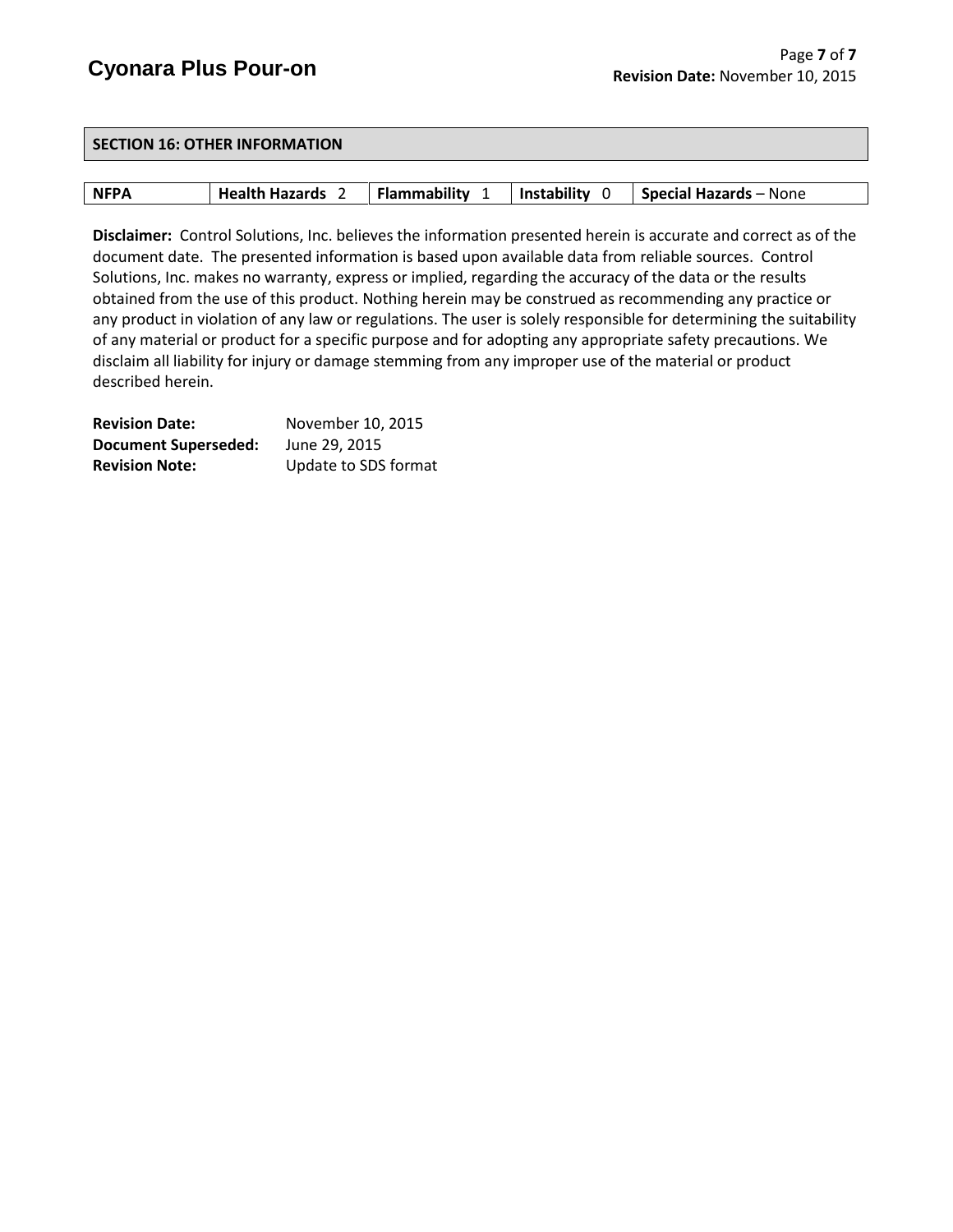## SECTION 16: OTHER INFORMATION

| | | | | |
|---|---|---|---|---|
| **NFPA** | **Health Hazards** 2 | **Flammability** 1 | **Instability** 0 | **Special Hazards** – None |

**Disclaimer:** Control Solutions, Inc. believes the information presented herein is accurate and correct as of the document date. The presented information is based upon available data from reliable sources. Control Solutions, Inc. makes no warranty, express or implied, regarding the accuracy of the data or the results obtained from the use of this product. Nothing herein may be construed as recommending any practice or any product in violation of any law or regulations. The user is solely responsible for determining the suitability of any material or product for a specific purpose and for adopting any appropriate safety precautions. We disclaim all liability for injury or damage stemming from any improper use of the material or product described herein.

**Revision Date:** November 10, 2015
**Document Superseded:** June 29, 2015
**Revision Note:** Update to SDS format